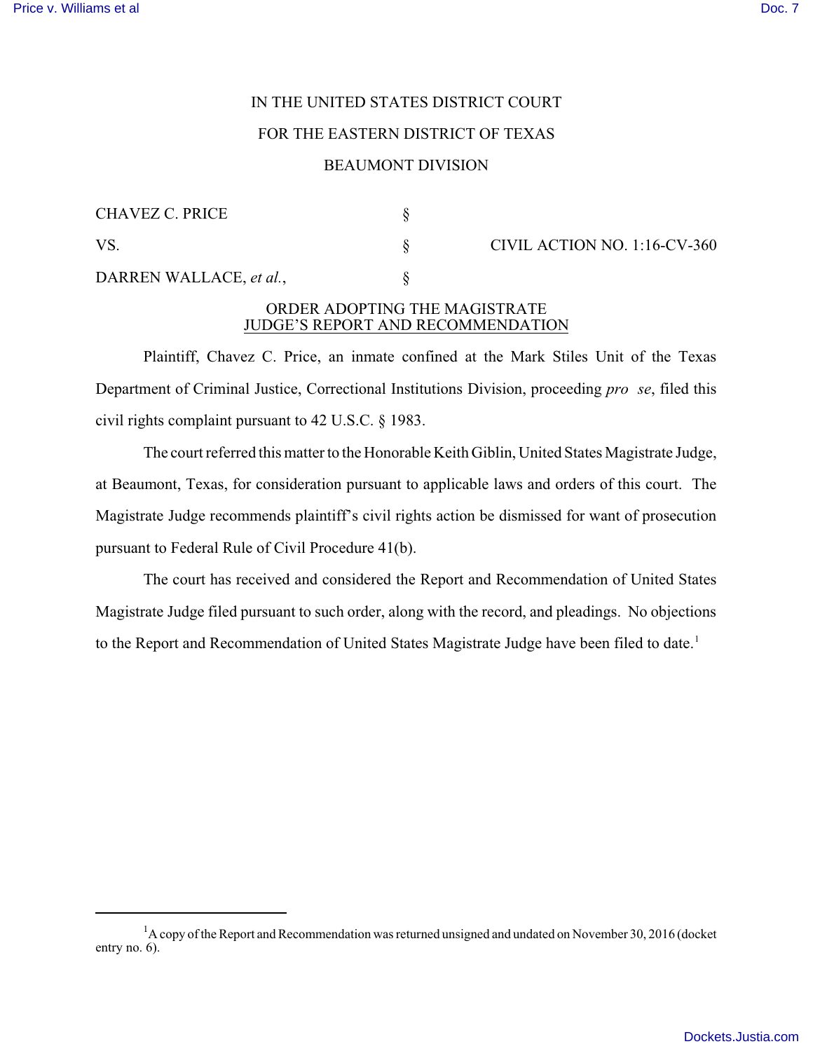IN THE UNITED STATES DISTRICT COURT

FOR THE EASTERN DISTRICT OF TEXAS

BEAUMONT DIVISION

| | | |
|---|---|---|
| CHAVEZ C. PRICE | § | |
| VS. | § | CIVIL ACTION NO. 1:16-CV-360 |
| DARREN WALLACE, *et al.*, | § | |

ORDER ADOPTING THE MAGISTRATE JUDGE'S REPORT AND RECOMMENDATION

Plaintiff, Chavez C. Price, an inmate confined at the Mark Stiles Unit of the Texas Department of Criminal Justice, Correctional Institutions Division, proceeding *pro se*, filed this civil rights complaint pursuant to 42 U.S.C. § 1983.

The court referred this matter to the Honorable Keith Giblin, United States Magistrate Judge, at Beaumont, Texas, for consideration pursuant to applicable laws and orders of this court. The Magistrate Judge recommends plaintiff's civil rights action be dismissed for want of prosecution pursuant to Federal Rule of Civil Procedure 41(b).

The court has received and considered the Report and Recommendation of United States Magistrate Judge filed pursuant to such order, along with the record, and pleadings. No objections to the Report and Recommendation of United States Magistrate Judge have been filed to date.[1]

[1] A copy of the Report and Recommendation was returned unsigned and undated on November 30, 2016 (docket entry no. 6).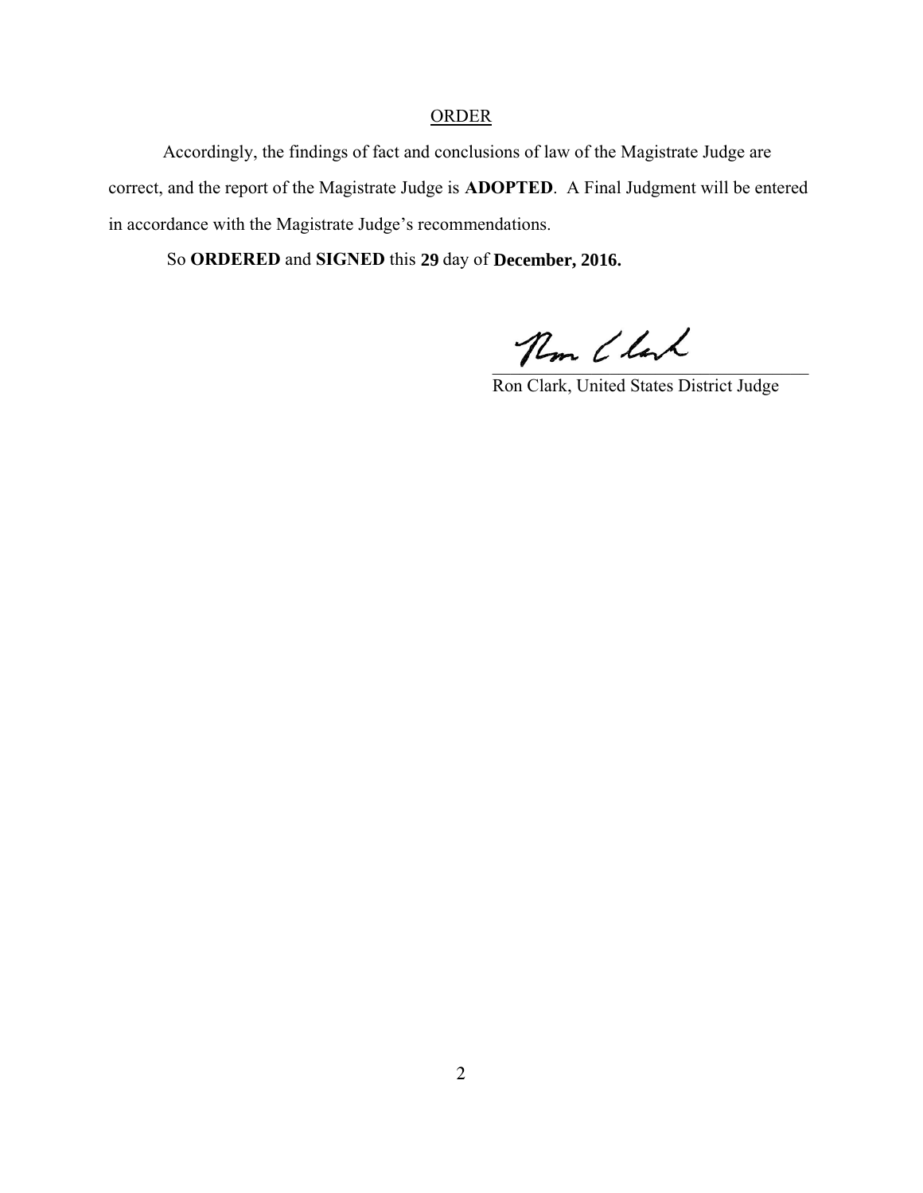## ORDER

Accordingly, the findings of fact and conclusions of law of the Magistrate Judge are correct, and the report of the Magistrate Judge is **ADOPTED**. A Final Judgment will be entered in accordance with the Magistrate Judge's recommendations.

So **ORDERED** and **SIGNED** this **29** day of **December, 2016.**

Ron Clark, United States District Judge